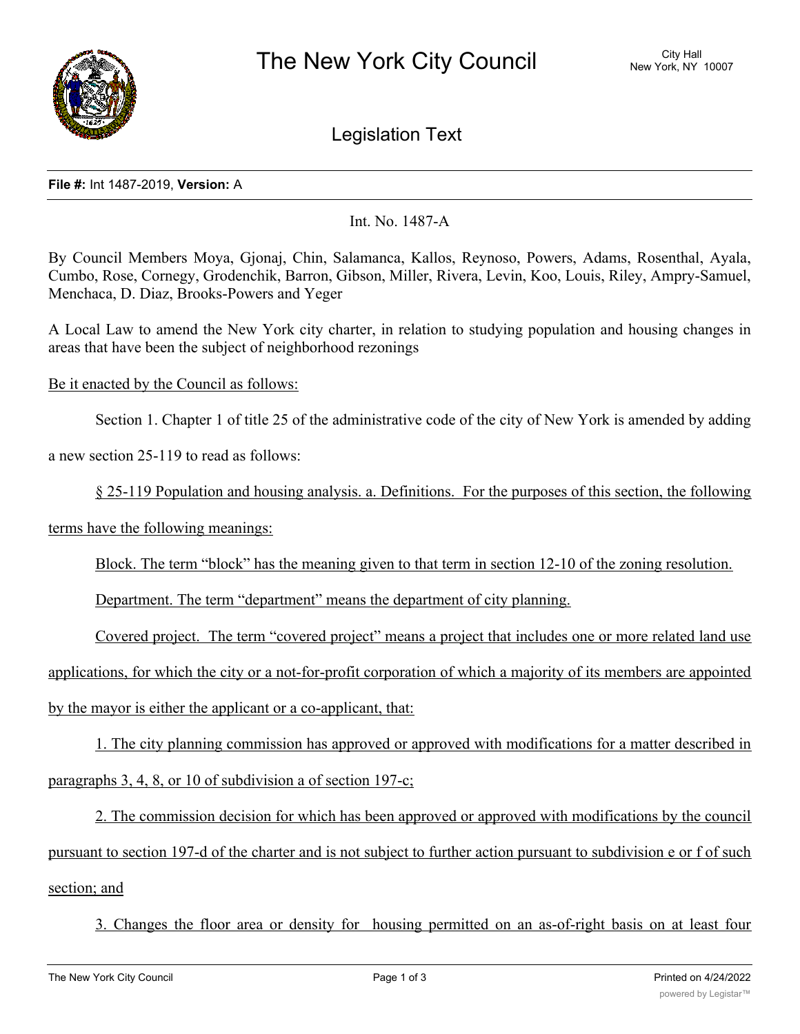# The New York City Council

City Hall
New York, NY 10007

## Legislation Text

**File #:** Int 1487-2019, **Version:** A

Int. No. 1487-A

By Council Members Moya, Gjonaj, Chin, Salamanca, Kallos, Reynoso, Powers, Adams, Rosenthal, Ayala, Cumbo, Rose, Cornegy, Grodenchik, Barron, Gibson, Miller, Rivera, Levin, Koo, Louis, Riley, Ampry-Samuel, Menchaca, D. Diaz, Brooks-Powers and Yeger

A Local Law to amend the New York city charter, in relation to studying population and housing changes in areas that have been the subject of neighborhood rezonings

Be it enacted by the Council as follows:

Section 1. Chapter 1 of title 25 of the administrative code of the city of New York is amended by adding a new section 25-119 to read as follows:

§ 25-119 Population and housing analysis. a. Definitions. For the purposes of this section, the following terms have the following meanings:

Block. The term "block" has the meaning given to that term in section 12-10 of the zoning resolution.

Department. The term "department" means the department of city planning.

Covered project. The term "covered project" means a project that includes one or more related land use applications, for which the city or a not-for-profit corporation of which a majority of its members are appointed by the mayor is either the applicant or a co-applicant, that:

1. The city planning commission has approved or approved with modifications for a matter described in paragraphs 3, 4, 8, or 10 of subdivision a of section 197-c;

2. The commission decision for which has been approved or approved with modifications by the council pursuant to section 197-d of the charter and is not subject to further action pursuant to subdivision e or f of such section; and

3. Changes the floor area or density for housing permitted on an as-of-right basis on at least four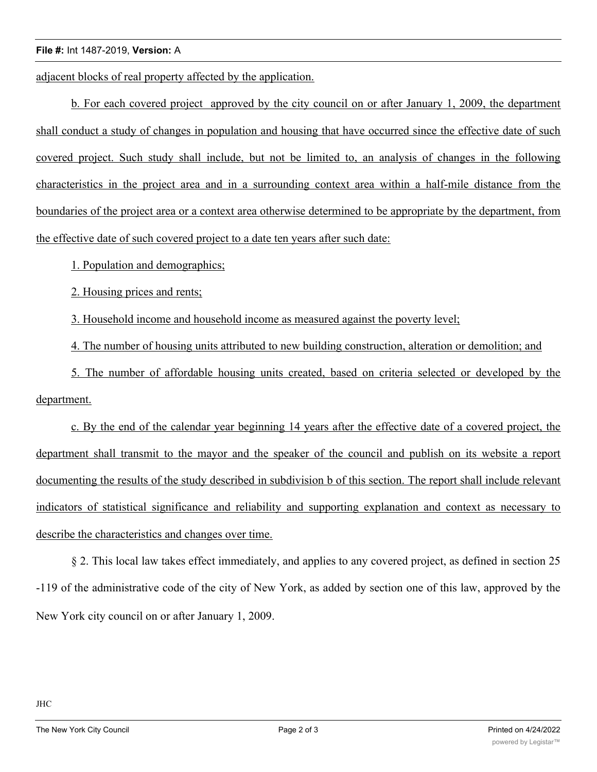adjacent blocks of real property affected by the application.

b. For each covered project approved by the city council on or after January 1, 2009, the department shall conduct a study of changes in population and housing that have occurred since the effective date of such covered project. Such study shall include, but not be limited to, an analysis of changes in the following characteristics in the project area and in a surrounding context area within a half-mile distance from the boundaries of the project area or a context area otherwise determined to be appropriate by the department, from the effective date of such covered project to a date ten years after such date:

1. Population and demographics;

2. Housing prices and rents;

3. Household income and household income as measured against the poverty level;

4. The number of housing units attributed to new building construction, alteration or demolition; and

5. The number of affordable housing units created, based on criteria selected or developed by the department.

c. By the end of the calendar year beginning 14 years after the effective date of a covered project, the department shall transmit to the mayor and the speaker of the council and publish on its website a report documenting the results of the study described in subdivision b of this section. The report shall include relevant indicators of statistical significance and reliability and supporting explanation and context as necessary to describe the characteristics and changes over time.

§ 2. This local law takes effect immediately, and applies to any covered project, as defined in section 25 -119 of the administrative code of the city of New York, as added by section one of this law, approved by the New York city council on or after January 1, 2009.

JHC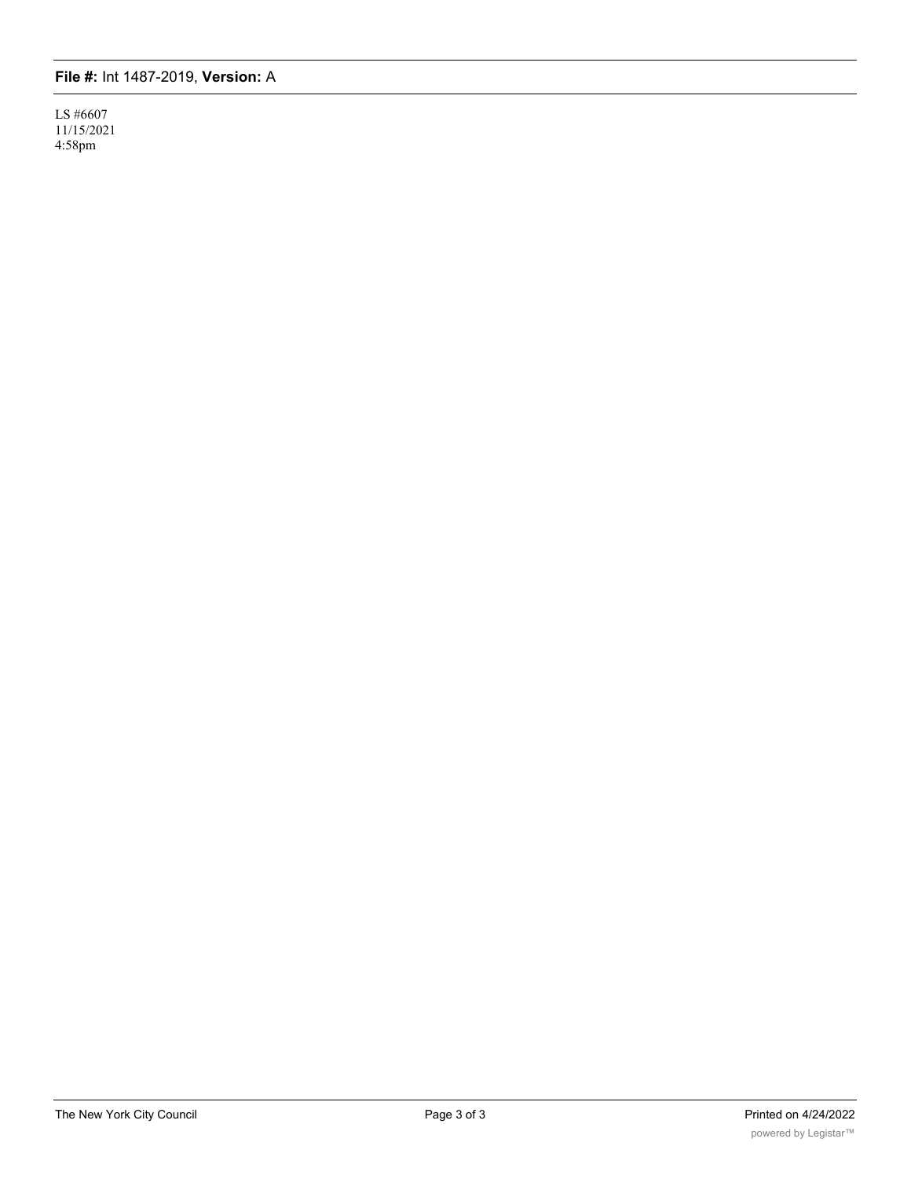LS #6607
11/15/2021
4:58pm